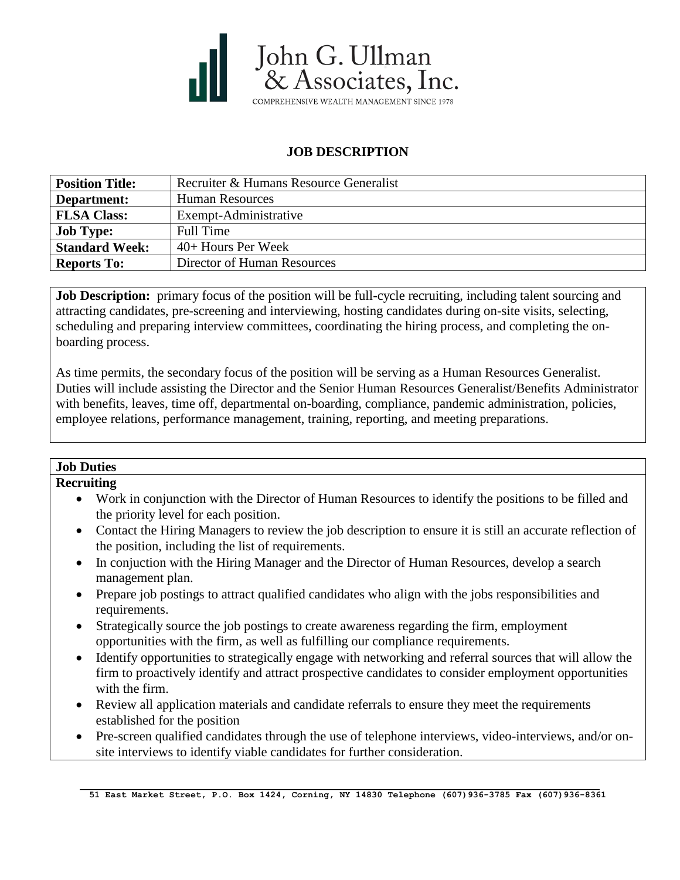# John G. Ullman & Associates, Inc.

COMPREHENSIVE WEALTH MANAGEMENT SINCE 1978

## JOB DESCRIPTION

| **Position Title:** | Recruiter & Humans Resource Generalist |
|---|---|
| **Department:** | Human Resources |
| **FLSA Class:** | Exempt-Administrative |
| **Job Type:** | Full Time |
| **Standard Week:** | 40+ Hours Per Week |
| **Reports To:** | Director of Human Resources |

**Job Description:** primary focus of the position will be full-cycle recruiting, including talent sourcing and attracting candidates, pre-screening and interviewing, hosting candidates during on-site visits, selecting, scheduling and preparing interview committees, coordinating the hiring process, and completing the on-boarding process.

As time permits, the secondary focus of the position will be serving as a Human Resources Generalist. Duties will include assisting the Director and the Senior Human Resources Generalist/Benefits Administrator with benefits, leaves, time off, departmental on-boarding, compliance, pandemic administration, policies, employee relations, performance management, training, reporting, and meeting preparations.

### Job Duties

**Recruiting**

- Work in conjunction with the Director of Human Resources to identify the positions to be filled and the priority level for each position.
- Contact the Hiring Managers to review the job description to ensure it is still an accurate reflection of the position, including the list of requirements.
- In conjuction with the Hiring Manager and the Director of Human Resources, develop a search management plan.
- Prepare job postings to attract qualified candidates who align with the jobs responsibilities and requirements.
- Strategically source the job postings to create awareness regarding the firm, employment opportunities with the firm, as well as fulfilling our compliance requirements.
- Identify opportunities to strategically engage with networking and referral sources that will allow the firm to proactively identify and attract prospective candidates to consider employment opportunities with the firm.
- Review all application materials and candidate referrals to ensure they meet the requirements established for the position
- Pre-screen qualified candidates through the use of telephone interviews, video-interviews, and/or on-site interviews to identify viable candidates for further consideration.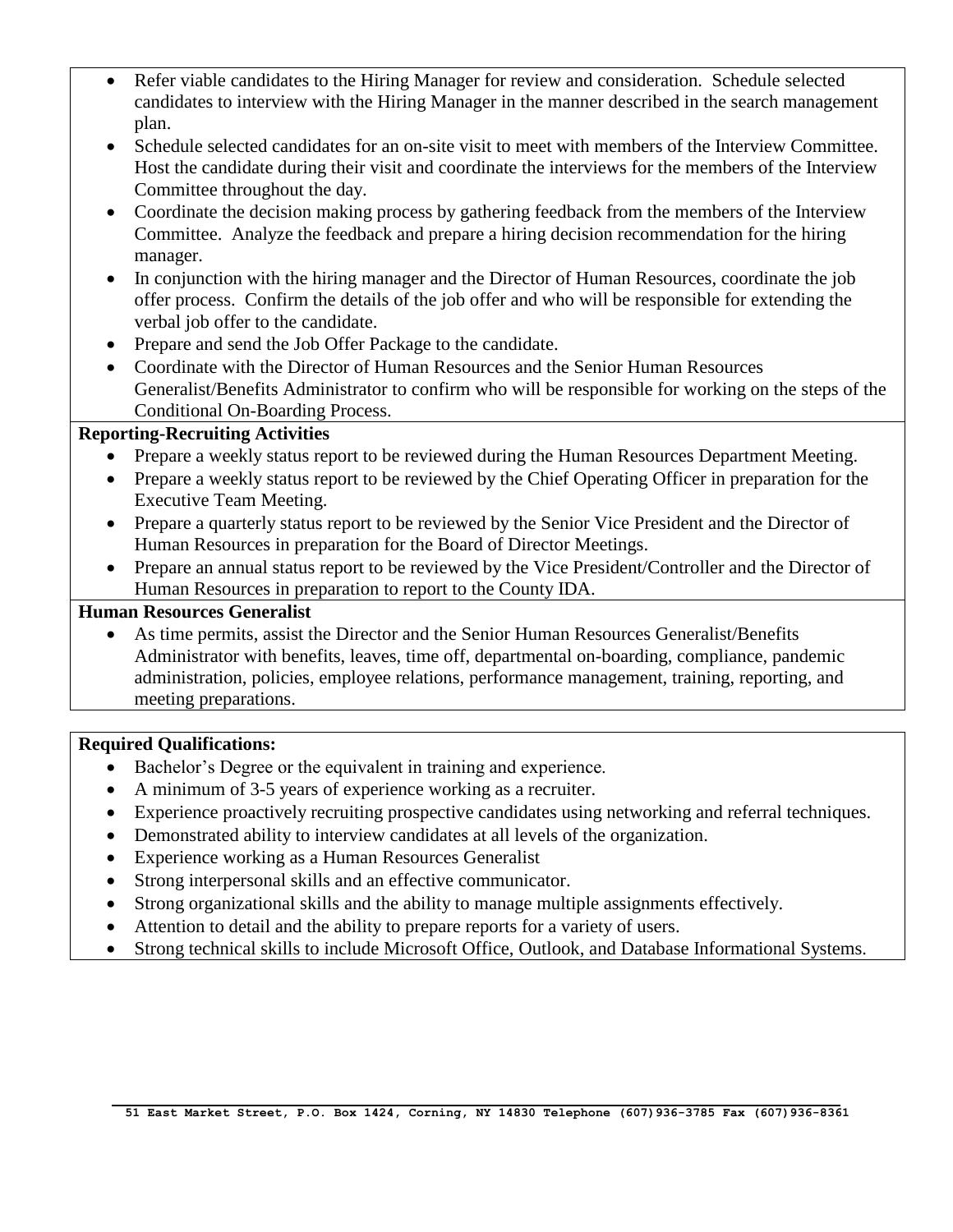- Refer viable candidates to the Hiring Manager for review and consideration. Schedule selected candidates to interview with the Hiring Manager in the manner described in the search management plan.
- Schedule selected candidates for an on-site visit to meet with members of the Interview Committee. Host the candidate during their visit and coordinate the interviews for the members of the Interview Committee throughout the day.
- Coordinate the decision making process by gathering feedback from the members of the Interview Committee. Analyze the feedback and prepare a hiring decision recommendation for the hiring manager.
- In conjunction with the hiring manager and the Director of Human Resources, coordinate the job offer process. Confirm the details of the job offer and who will be responsible for extending the verbal job offer to the candidate.
- Prepare and send the Job Offer Package to the candidate.
- Coordinate with the Director of Human Resources and the Senior Human Resources Generalist/Benefits Administrator to confirm who will be responsible for working on the steps of the Conditional On-Boarding Process.

**Reporting-Recruiting Activities**

- Prepare a weekly status report to be reviewed during the Human Resources Department Meeting.
- Prepare a weekly status report to be reviewed by the Chief Operating Officer in preparation for the Executive Team Meeting.
- Prepare a quarterly status report to be reviewed by the Senior Vice President and the Director of Human Resources in preparation for the Board of Director Meetings.
- Prepare an annual status report to be reviewed by the Vice President/Controller and the Director of Human Resources in preparation to report to the County IDA.

**Human Resources Generalist**

- As time permits, assist the Director and the Senior Human Resources Generalist/Benefits Administrator with benefits, leaves, time off, departmental on-boarding, compliance, pandemic administration, policies, employee relations, performance management, training, reporting, and meeting preparations.

**Required Qualifications:**

- Bachelor's Degree or the equivalent in training and experience.
- A minimum of 3-5 years of experience working as a recruiter.
- Experience proactively recruiting prospective candidates using networking and referral techniques.
- Demonstrated ability to interview candidates at all levels of the organization.
- Experience working as a Human Resources Generalist
- Strong interpersonal skills and an effective communicator.
- Strong organizational skills and the ability to manage multiple assignments effectively.
- Attention to detail and the ability to prepare reports for a variety of users.
- Strong technical skills to include Microsoft Office, Outlook, and Database Informational Systems.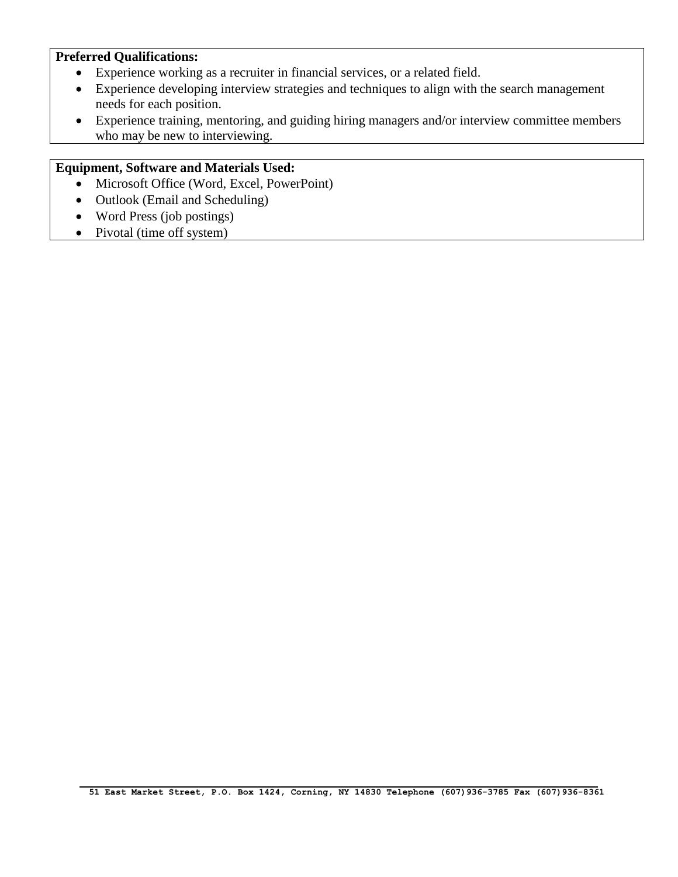**Preferred Qualifications:**

- Experience working as a recruiter in financial services, or a related field.
- Experience developing interview strategies and techniques to align with the search management needs for each position.
- Experience training, mentoring, and guiding hiring managers and/or interview committee members who may be new to interviewing.

**Equipment, Software and Materials Used:**

- Microsoft Office (Word, Excel, PowerPoint)
- Outlook (Email and Scheduling)
- Word Press (job postings)
- Pivotal (time off system)